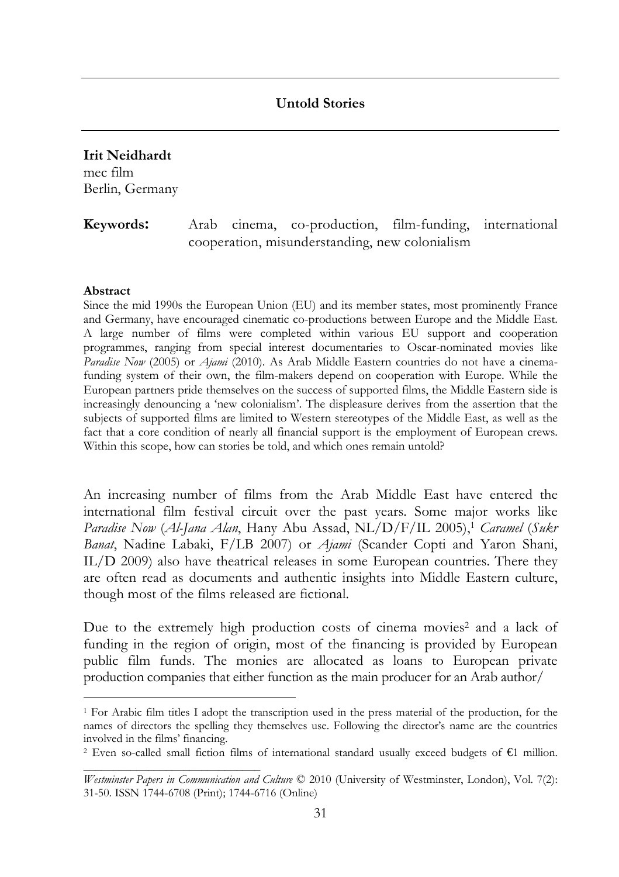# Untold Stories

**Irit Neidhardt**
mec film
Berlin, Germany

**Keywords:** Arab cinema, co-production, film-funding, international cooperation, misunderstanding, new colonialism

#### Abstract

Since the mid 1990s the European Union (EU) and its member states, most prominently France and Germany, have encouraged cinematic co-productions between Europe and the Middle East. A large number of films were completed within various EU support and cooperation programmes, ranging from special interest documentaries to Oscar-nominated movies like *Paradise Now* (2005) or *Ajami* (2010). As Arab Middle Eastern countries do not have a cinema-funding system of their own, the film-makers depend on cooperation with Europe. While the European partners pride themselves on the success of supported films, the Middle Eastern side is increasingly denouncing a 'new colonialism'. The displeasure derives from the assertion that the subjects of supported films are limited to Western stereotypes of the Middle East, as well as the fact that a core condition of nearly all financial support is the employment of European crews. Within this scope, how can stories be told, and which ones remain untold?

An increasing number of films from the Arab Middle East have entered the international film festival circuit over the past years. Some major works like *Paradise Now* (*Al-Jana Alan*, Hany Abu Assad, NL/D/F/IL 2005),[1] *Caramel* (*Sukr Banat*, Nadine Labaki, F/LB 2007) or *Ajami* (Scander Copti and Yaron Shani, IL/D 2009) also have theatrical releases in some European countries. There they are often read as documents and authentic insights into Middle Eastern culture, though most of the films released are fictional.

Due to the extremely high production costs of cinema movies[2] and a lack of funding in the region of origin, most of the financing is provided by European public film funds. The monies are allocated as loans to European private production companies that either function as the main producer for an Arab author/

[1] For Arabic film titles I adopt the transcription used in the press material of the production, for the names of directors the spelling they themselves use. Following the director's name are the countries involved in the films' financing.

[2] Even so-called small fiction films of international standard usually exceed budgets of €1 million.

*Westminster Papers in Communication and Culture* © 2010 (University of Westminster, London), Vol. 7(2): 31-50. ISSN 1744-6708 (Print); 1744-6716 (Online)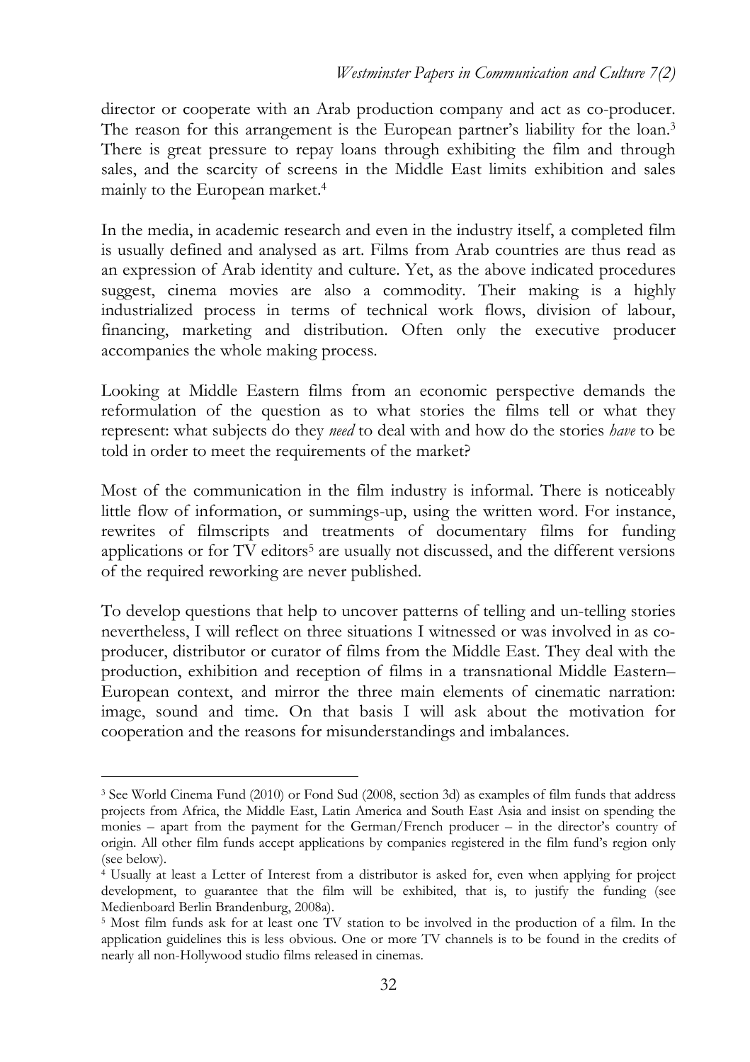director or cooperate with an Arab production company and act as co-producer. The reason for this arrangement is the European partner's liability for the loan.[3] There is great pressure to repay loans through exhibiting the film and through sales, and the scarcity of screens in the Middle East limits exhibition and sales mainly to the European market.[4]

In the media, in academic research and even in the industry itself, a completed film is usually defined and analysed as art. Films from Arab countries are thus read as an expression of Arab identity and culture. Yet, as the above indicated procedures suggest, cinema movies are also a commodity. Their making is a highly industrialized process in terms of technical work flows, division of labour, financing, marketing and distribution. Often only the executive producer accompanies the whole making process.

Looking at Middle Eastern films from an economic perspective demands the reformulation of the question as to what stories the films tell or what they represent: what subjects do they *need* to deal with and how do the stories *have* to be told in order to meet the requirements of the market?

Most of the communication in the film industry is informal. There is noticeably little flow of information, or summings-up, using the written word. For instance, rewrites of filmscripts and treatments of documentary films for funding applications or for TV editors[5] are usually not discussed, and the different versions of the required reworking are never published.

To develop questions that help to uncover patterns of telling and un-telling stories nevertheless, I will reflect on three situations I witnessed or was involved in as co-producer, distributor or curator of films from the Middle East. They deal with the production, exhibition and reception of films in a transnational Middle Eastern–European context, and mirror the three main elements of cinematic narration: image, sound and time. On that basis I will ask about the motivation for cooperation and the reasons for misunderstandings and imbalances.

---

[3] See World Cinema Fund (2010) or Fond Sud (2008, section 3d) as examples of film funds that address projects from Africa, the Middle East, Latin America and South East Asia and insist on spending the monies – apart from the payment for the German/French producer – in the director's country of origin. All other film funds accept applications by companies registered in the film fund's region only (see below).

[4] Usually at least a Letter of Interest from a distributor is asked for, even when applying for project development, to guarantee that the film will be exhibited, that is, to justify the funding (see Medienboard Berlin Brandenburg, 2008a).

[5] Most film funds ask for at least one TV station to be involved in the production of a film. In the application guidelines this is less obvious. One or more TV channels is to be found in the credits of nearly all non-Hollywood studio films released in cinemas.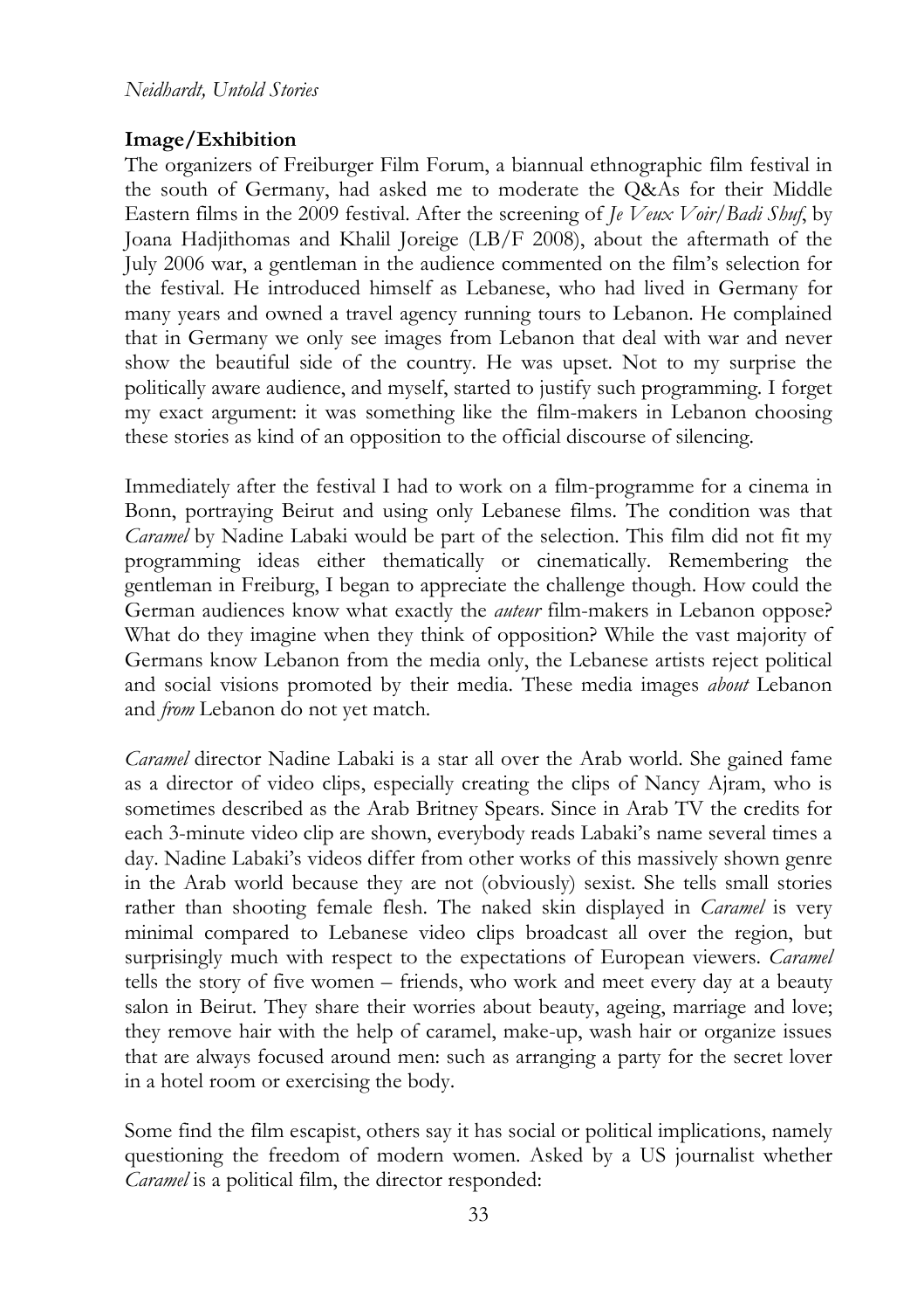## Image/Exhibition

The organizers of Freiburger Film Forum, a biannual ethnographic film festival in the south of Germany, had asked me to moderate the Q&As for their Middle Eastern films in the 2009 festival. After the screening of *Je Veux Voir/Badi Shuf*, by Joana Hadjithomas and Khalil Joreige (LB/F 2008), about the aftermath of the July 2006 war, a gentleman in the audience commented on the film's selection for the festival. He introduced himself as Lebanese, who had lived in Germany for many years and owned a travel agency running tours to Lebanon. He complained that in Germany we only see images from Lebanon that deal with war and never show the beautiful side of the country. He was upset. Not to my surprise the politically aware audience, and myself, started to justify such programming. I forget my exact argument: it was something like the film-makers in Lebanon choosing these stories as kind of an opposition to the official discourse of silencing.

Immediately after the festival I had to work on a film-programme for a cinema in Bonn, portraying Beirut and using only Lebanese films. The condition was that *Caramel* by Nadine Labaki would be part of the selection. This film did not fit my programming ideas either thematically or cinematically. Remembering the gentleman in Freiburg, I began to appreciate the challenge though. How could the German audiences know what exactly the *auteur* film-makers in Lebanon oppose? What do they imagine when they think of opposition? While the vast majority of Germans know Lebanon from the media only, the Lebanese artists reject political and social visions promoted by their media. These media images *about* Lebanon and *from* Lebanon do not yet match.

*Caramel* director Nadine Labaki is a star all over the Arab world. She gained fame as a director of video clips, especially creating the clips of Nancy Ajram, who is sometimes described as the Arab Britney Spears. Since in Arab TV the credits for each 3-minute video clip are shown, everybody reads Labaki's name several times a day. Nadine Labaki's videos differ from other works of this massively shown genre in the Arab world because they are not (obviously) sexist. She tells small stories rather than shooting female flesh. The naked skin displayed in *Caramel* is very minimal compared to Lebanese video clips broadcast all over the region, but surprisingly much with respect to the expectations of European viewers. *Caramel* tells the story of five women – friends, who work and meet every day at a beauty salon in Beirut. They share their worries about beauty, ageing, marriage and love; they remove hair with the help of caramel, make-up, wash hair or organize issues that are always focused around men: such as arranging a party for the secret lover in a hotel room or exercising the body.

Some find the film escapist, others say it has social or political implications, namely questioning the freedom of modern women. Asked by a US journalist whether *Caramel* is a political film, the director responded: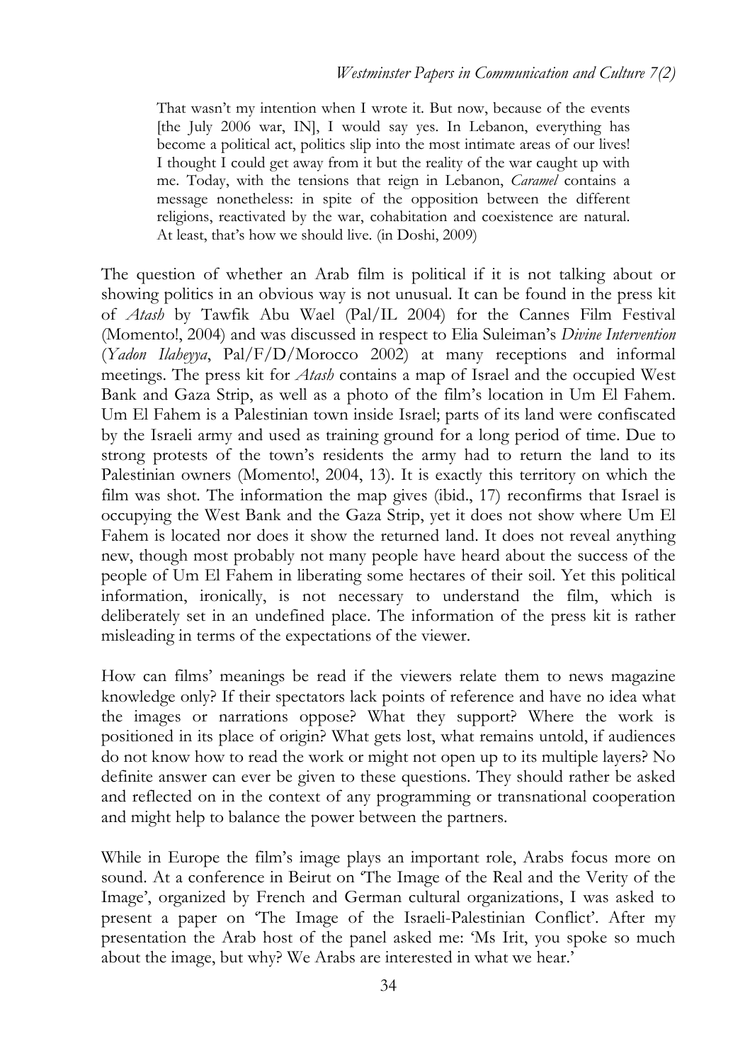> That wasn't my intention when I wrote it. But now, because of the events [the July 2006 war, IN], I would say yes. In Lebanon, everything has become a political act, politics slip into the most intimate areas of our lives! I thought I could get away from it but the reality of the war caught up with me. Today, with the tensions that reign in Lebanon, *Caramel* contains a message nonetheless: in spite of the opposition between the different religions, reactivated by the war, cohabitation and coexistence are natural. At least, that's how we should live. (in Doshi, 2009)

The question of whether an Arab film is political if it is not talking about or showing politics in an obvious way is not unusual. It can be found in the press kit of *Atash* by Tawfik Abu Wael (Pal/IL 2004) for the Cannes Film Festival (Momento!, 2004) and was discussed in respect to Elia Suleiman's *Divine Intervention* (*Yadon Ilaheyya*, Pal/F/D/Morocco 2002) at many receptions and informal meetings. The press kit for *Atash* contains a map of Israel and the occupied West Bank and Gaza Strip, as well as a photo of the film's location in Um El Fahem. Um El Fahem is a Palestinian town inside Israel; parts of its land were confiscated by the Israeli army and used as training ground for a long period of time. Due to strong protests of the town's residents the army had to return the land to its Palestinian owners (Momento!, 2004, 13). It is exactly this territory on which the film was shot. The information the map gives (ibid., 17) reconfirms that Israel is occupying the West Bank and the Gaza Strip, yet it does not show where Um El Fahem is located nor does it show the returned land. It does not reveal anything new, though most probably not many people have heard about the success of the people of Um El Fahem in liberating some hectares of their soil. Yet this political information, ironically, is not necessary to understand the film, which is deliberately set in an undefined place. The information of the press kit is rather misleading in terms of the expectations of the viewer.

How can films' meanings be read if the viewers relate them to news magazine knowledge only? If their spectators lack points of reference and have no idea what the images or narrations oppose? What they support? Where the work is positioned in its place of origin? What gets lost, what remains untold, if audiences do not know how to read the work or might not open up to its multiple layers? No definite answer can ever be given to these questions. They should rather be asked and reflected on in the context of any programming or transnational cooperation and might help to balance the power between the partners.

While in Europe the film's image plays an important role, Arabs focus more on sound. At a conference in Beirut on 'The Image of the Real and the Verity of the Image', organized by French and German cultural organizations, I was asked to present a paper on 'The Image of the Israeli-Palestinian Conflict'. After my presentation the Arab host of the panel asked me: 'Ms Irit, you spoke so much about the image, but why? We Arabs are interested in what we hear.'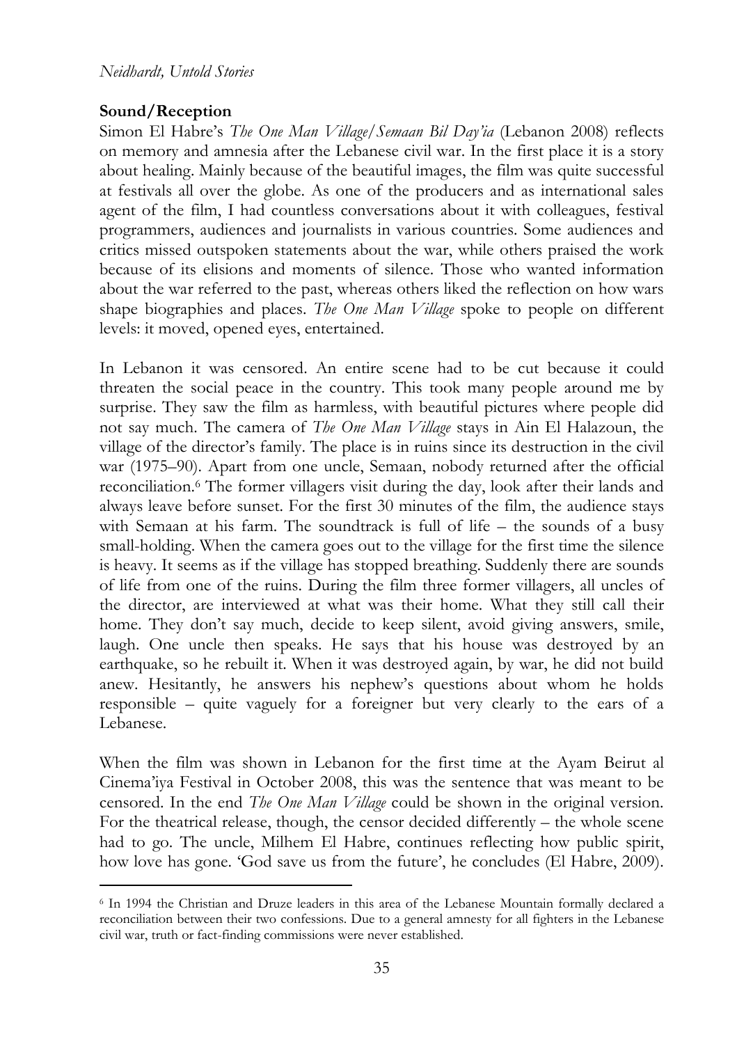## Sound/Reception

Simon El Habre's *The One Man Village/Semaan Bil Day'ia* (Lebanon 2008) reflects on memory and amnesia after the Lebanese civil war. In the first place it is a story about healing. Mainly because of the beautiful images, the film was quite successful at festivals all over the globe. As one of the producers and as international sales agent of the film, I had countless conversations about it with colleagues, festival programmers, audiences and journalists in various countries. Some audiences and critics missed outspoken statements about the war, while others praised the work because of its elisions and moments of silence. Those who wanted information about the war referred to the past, whereas others liked the reflection on how wars shape biographies and places. *The One Man Village* spoke to people on different levels: it moved, opened eyes, entertained.

In Lebanon it was censored. An entire scene had to be cut because it could threaten the social peace in the country. This took many people around me by surprise. They saw the film as harmless, with beautiful pictures where people did not say much. The camera of *The One Man Village* stays in Ain El Halazoun, the village of the director's family. The place is in ruins since its destruction in the civil war (1975–90). Apart from one uncle, Semaan, nobody returned after the official reconciliation.[6] The former villagers visit during the day, look after their lands and always leave before sunset. For the first 30 minutes of the film, the audience stays with Semaan at his farm. The soundtrack is full of life – the sounds of a busy small-holding. When the camera goes out to the village for the first time the silence is heavy. It seems as if the village has stopped breathing. Suddenly there are sounds of life from one of the ruins. During the film three former villagers, all uncles of the director, are interviewed at what was their home. What they still call their home. They don't say much, decide to keep silent, avoid giving answers, smile, laugh. One uncle then speaks. He says that his house was destroyed by an earthquake, so he rebuilt it. When it was destroyed again, by war, he did not build anew. Hesitantly, he answers his nephew's questions about whom he holds responsible – quite vaguely for a foreigner but very clearly to the ears of a Lebanese.

When the film was shown in Lebanon for the first time at the Ayam Beirut al Cinema'iya Festival in October 2008, this was the sentence that was meant to be censored. In the end *The One Man Village* could be shown in the original version. For the theatrical release, though, the censor decided differently – the whole scene had to go. The uncle, Milhem El Habre, continues reflecting how public spirit, how love has gone. 'God save us from the future', he concludes (El Habre, 2009).

---

[6] In 1994 the Christian and Druze leaders in this area of the Lebanese Mountain formally declared a reconciliation between their two confessions. Due to a general amnesty for all fighters in the Lebanese civil war, truth or fact-finding commissions were never established.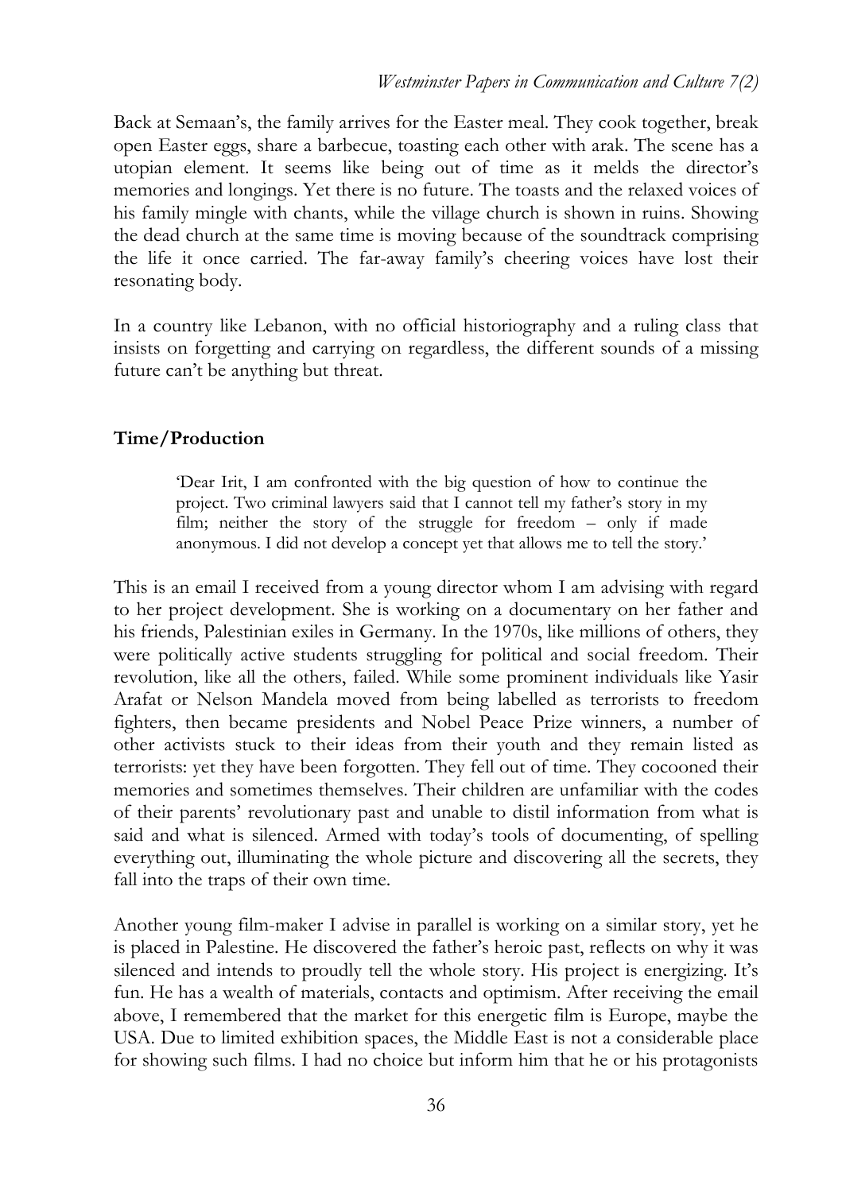Back at Semaan's, the family arrives for the Easter meal. They cook together, break open Easter eggs, share a barbecue, toasting each other with arak. The scene has a utopian element. It seems like being out of time as it melds the director's memories and longings. Yet there is no future. The toasts and the relaxed voices of his family mingle with chants, while the village church is shown in ruins. Showing the dead church at the same time is moving because of the soundtrack comprising the life it once carried. The far-away family's cheering voices have lost their resonating body.

In a country like Lebanon, with no official historiography and a ruling class that insists on forgetting and carrying on regardless, the different sounds of a missing future can't be anything but threat.

## Time/Production

> 'Dear Irit, I am confronted with the big question of how to continue the project. Two criminal lawyers said that I cannot tell my father's story in my film; neither the story of the struggle for freedom – only if made anonymous. I did not develop a concept yet that allows me to tell the story.'

This is an email I received from a young director whom I am advising with regard to her project development. She is working on a documentary on her father and his friends, Palestinian exiles in Germany. In the 1970s, like millions of others, they were politically active students struggling for political and social freedom. Their revolution, like all the others, failed. While some prominent individuals like Yasir Arafat or Nelson Mandela moved from being labelled as terrorists to freedom fighters, then became presidents and Nobel Peace Prize winners, a number of other activists stuck to their ideas from their youth and they remain listed as terrorists: yet they have been forgotten. They fell out of time. They cocooned their memories and sometimes themselves. Their children are unfamiliar with the codes of their parents' revolutionary past and unable to distil information from what is said and what is silenced. Armed with today's tools of documenting, of spelling everything out, illuminating the whole picture and discovering all the secrets, they fall into the traps of their own time.

Another young film-maker I advise in parallel is working on a similar story, yet he is placed in Palestine. He discovered the father's heroic past, reflects on why it was silenced and intends to proudly tell the whole story. His project is energizing. It's fun. He has a wealth of materials, contacts and optimism. After receiving the email above, I remembered that the market for this energetic film is Europe, maybe the USA. Due to limited exhibition spaces, the Middle East is not a considerable place for showing such films. I had no choice but inform him that he or his protagonists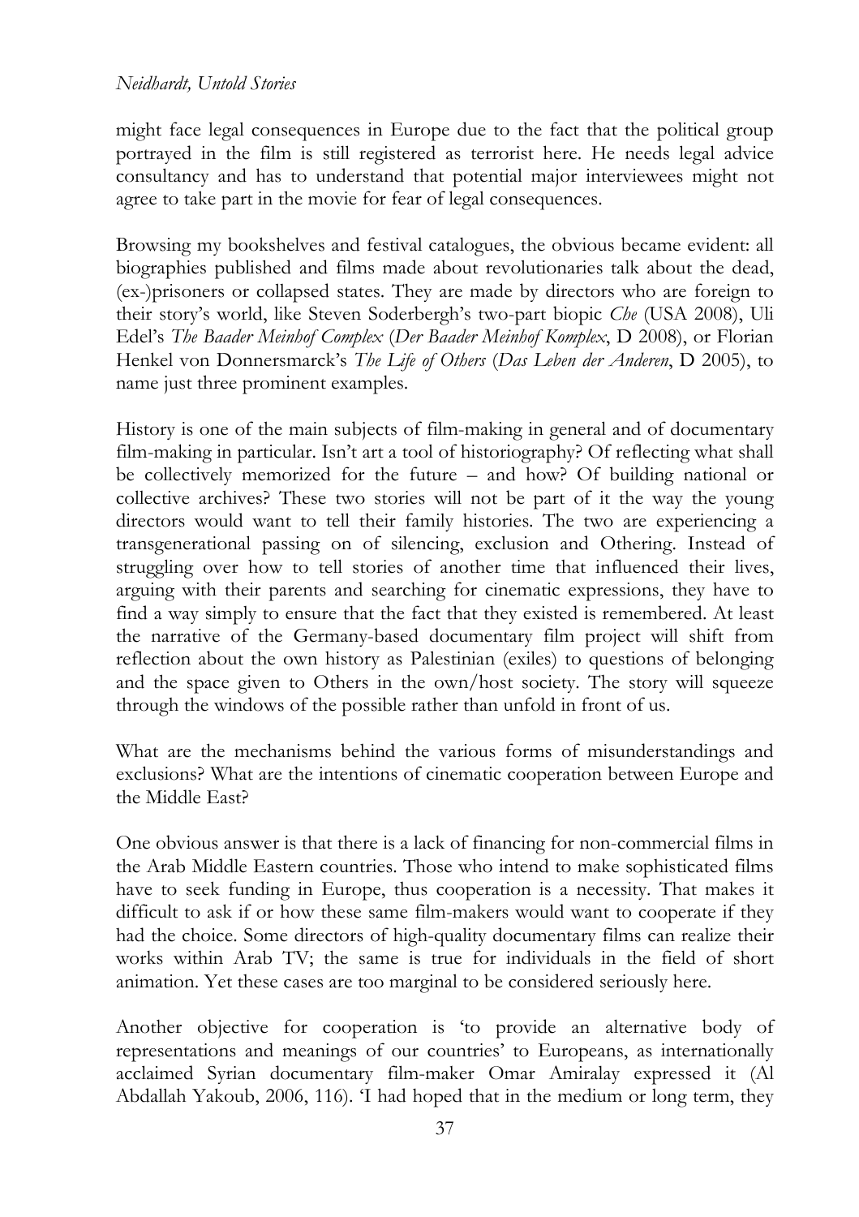might face legal consequences in Europe due to the fact that the political group portrayed in the film is still registered as terrorist here. He needs legal advice consultancy and has to understand that potential major interviewees might not agree to take part in the movie for fear of legal consequences.

Browsing my bookshelves and festival catalogues, the obvious became evident: all biographies published and films made about revolutionaries talk about the dead, (ex-)prisoners or collapsed states. They are made by directors who are foreign to their story's world, like Steven Soderbergh's two-part biopic *Che* (USA 2008), Uli Edel's *The Baader Meinhof Complex* (*Der Baader Meinhof Komplex*, D 2008), or Florian Henkel von Donnersmarck's *The Life of Others* (*Das Leben der Anderen*, D 2005), to name just three prominent examples.

History is one of the main subjects of film-making in general and of documentary film-making in particular. Isn't art a tool of historiography? Of reflecting what shall be collectively memorized for the future – and how? Of building national or collective archives? These two stories will not be part of it the way the young directors would want to tell their family histories. The two are experiencing a transgenerational passing on of silencing, exclusion and Othering. Instead of struggling over how to tell stories of another time that influenced their lives, arguing with their parents and searching for cinematic expressions, they have to find a way simply to ensure that the fact that they existed is remembered. At least the narrative of the Germany-based documentary film project will shift from reflection about the own history as Palestinian (exiles) to questions of belonging and the space given to Others in the own/host society. The story will squeeze through the windows of the possible rather than unfold in front of us.

What are the mechanisms behind the various forms of misunderstandings and exclusions? What are the intentions of cinematic cooperation between Europe and the Middle East?

One obvious answer is that there is a lack of financing for non-commercial films in the Arab Middle Eastern countries. Those who intend to make sophisticated films have to seek funding in Europe, thus cooperation is a necessity. That makes it difficult to ask if or how these same film-makers would want to cooperate if they had the choice. Some directors of high-quality documentary films can realize their works within Arab TV; the same is true for individuals in the field of short animation. Yet these cases are too marginal to be considered seriously here.

Another objective for cooperation is 'to provide an alternative body of representations and meanings of our countries' to Europeans, as internationally acclaimed Syrian documentary film-maker Omar Amiralay expressed it (Al Abdallah Yakoub, 2006, 116). 'I had hoped that in the medium or long term, they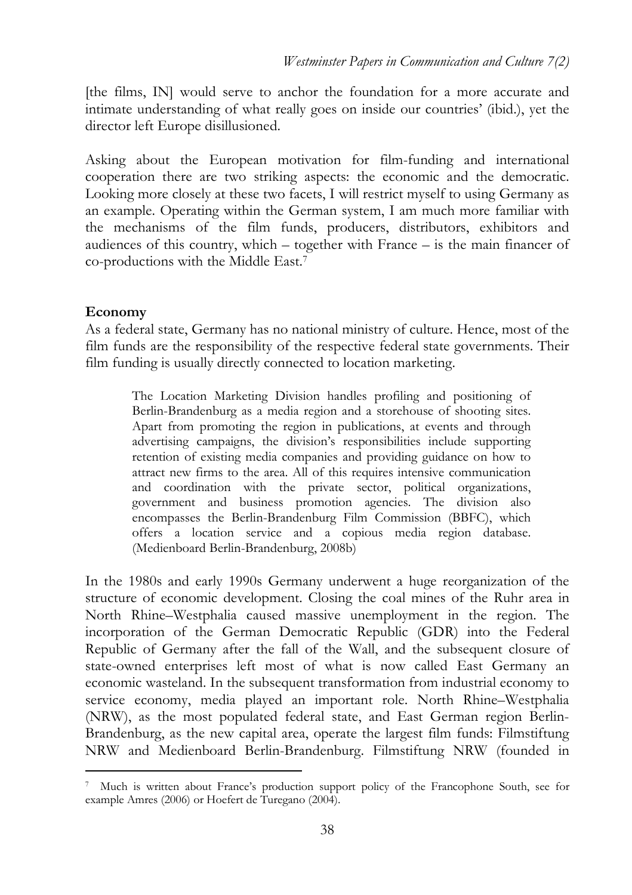[the films, IN] would serve to anchor the foundation for a more accurate and intimate understanding of what really goes on inside our countries' (ibid.), yet the director left Europe disillusioned.

Asking about the European motivation for film-funding and international cooperation there are two striking aspects: the economic and the democratic. Looking more closely at these two facets, I will restrict myself to using Germany as an example. Operating within the German system, I am much more familiar with the mechanisms of the film funds, producers, distributors, exhibitors and audiences of this country, which – together with France – is the main financer of co-productions with the Middle East.[7]

**Economy**

As a federal state, Germany has no national ministry of culture. Hence, most of the film funds are the responsibility of the respective federal state governments. Their film funding is usually directly connected to location marketing.

> The Location Marketing Division handles profiling and positioning of Berlin-Brandenburg as a media region and a storehouse of shooting sites. Apart from promoting the region in publications, at events and through advertising campaigns, the division's responsibilities include supporting retention of existing media companies and providing guidance on how to attract new firms to the area. All of this requires intensive communication and coordination with the private sector, political organizations, government and business promotion agencies. The division also encompasses the Berlin-Brandenburg Film Commission (BBFC), which offers a location service and a copious media region database. (Medienboard Berlin-Brandenburg, 2008b)

In the 1980s and early 1990s Germany underwent a huge reorganization of the structure of economic development. Closing the coal mines of the Ruhr area in North Rhine–Westphalia caused massive unemployment in the region. The incorporation of the German Democratic Republic (GDR) into the Federal Republic of Germany after the fall of the Wall, and the subsequent closure of state-owned enterprises left most of what is now called East Germany an economic wasteland. In the subsequent transformation from industrial economy to service economy, media played an important role. North Rhine–Westphalia (NRW), as the most populated federal state, and East German region Berlin-Brandenburg, as the new capital area, operate the largest film funds: Filmstiftung NRW and Medienboard Berlin-Brandenburg. Filmstiftung NRW (founded in

---

[7] Much is written about France's production support policy of the Francophone South, see for example Amres (2006) or Hoefert de Turegano (2004).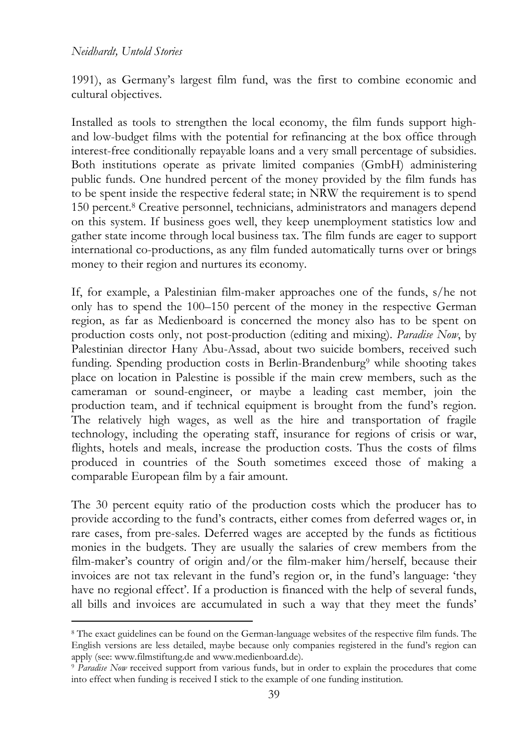1991), as Germany's largest film fund, was the first to combine economic and cultural objectives.

Installed as tools to strengthen the local economy, the film funds support high- and low-budget films with the potential for refinancing at the box office through interest-free conditionally repayable loans and a very small percentage of subsidies. Both institutions operate as private limited companies (GmbH) administering public funds. One hundred percent of the money provided by the film funds has to be spent inside the respective federal state; in NRW the requirement is to spend 150 percent.[8] Creative personnel, technicians, administrators and managers depend on this system. If business goes well, they keep unemployment statistics low and gather state income through local business tax. The film funds are eager to support international co-productions, as any film funded automatically turns over or brings money to their region and nurtures its economy.

If, for example, a Palestinian film-maker approaches one of the funds, s/he not only has to spend the 100–150 percent of the money in the respective German region, as far as Medienboard is concerned the money also has to be spent on production costs only, not post-production (editing and mixing). *Paradise Now*, by Palestinian director Hany Abu-Assad, about two suicide bombers, received such funding. Spending production costs in Berlin-Brandenburg[9] while shooting takes place on location in Palestine is possible if the main crew members, such as the cameraman or sound-engineer, or maybe a leading cast member, join the production team, and if technical equipment is brought from the fund's region. The relatively high wages, as well as the hire and transportation of fragile technology, including the operating staff, insurance for regions of crisis or war, flights, hotels and meals, increase the production costs. Thus the costs of films produced in countries of the South sometimes exceed those of making a comparable European film by a fair amount.

The 30 percent equity ratio of the production costs which the producer has to provide according to the fund's contracts, either comes from deferred wages or, in rare cases, from pre-sales. Deferred wages are accepted by the funds as fictitious monies in the budgets. They are usually the salaries of crew members from the film-maker's country of origin and/or the film-maker him/herself, because their invoices are not tax relevant in the fund's region or, in the fund's language: 'they have no regional effect'. If a production is financed with the help of several funds, all bills and invoices are accumulated in such a way that they meet the funds'

---

[8] The exact guidelines can be found on the German-language websites of the respective film funds. The English versions are less detailed, maybe because only companies registered in the fund's region can apply (see: www.filmstiftung.de and www.medienboard.de).

[9] *Paradise Now* received support from various funds, but in order to explain the procedures that come into effect when funding is received I stick to the example of one funding institution.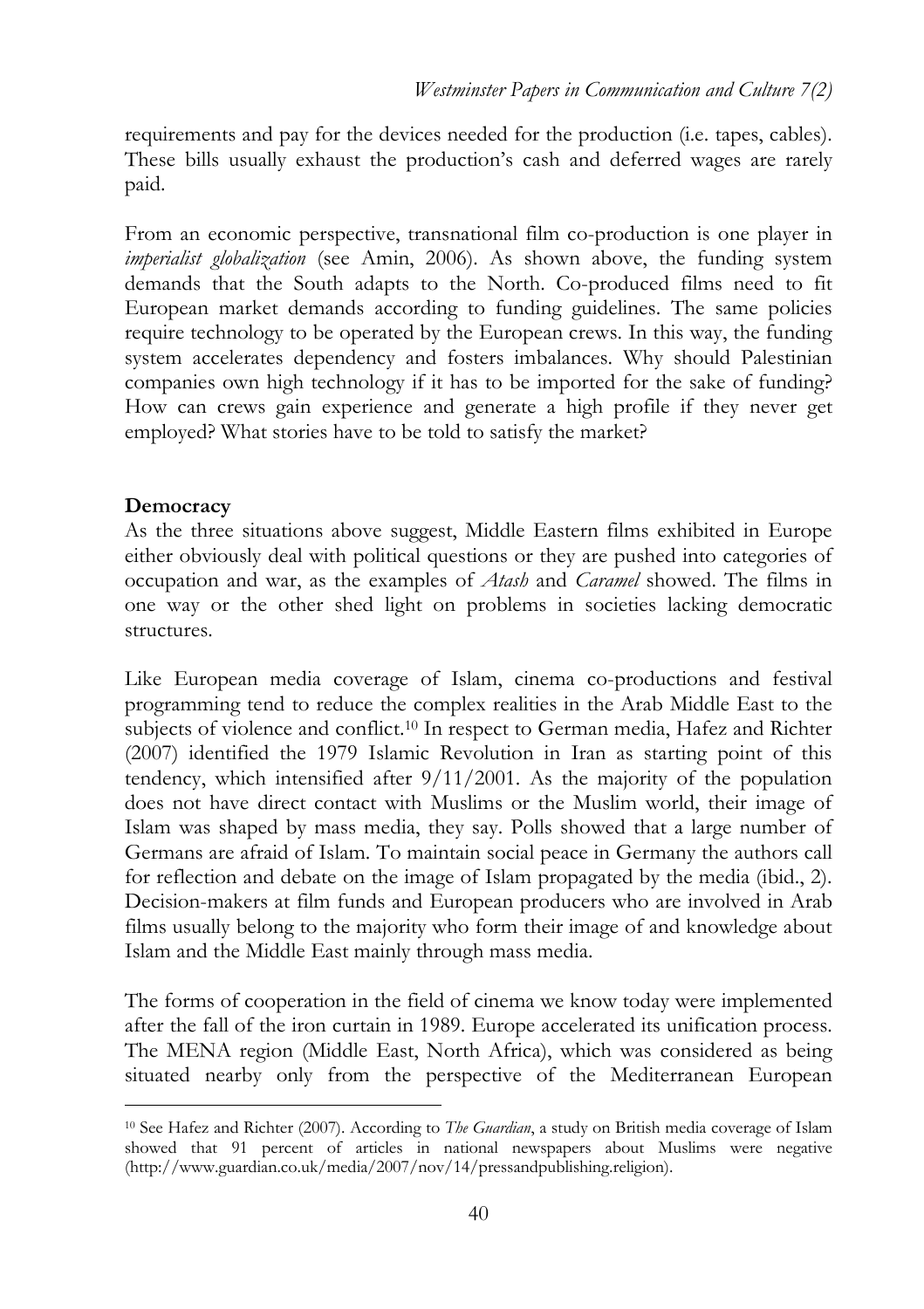requirements and pay for the devices needed for the production (i.e. tapes, cables). These bills usually exhaust the production's cash and deferred wages are rarely paid.

From an economic perspective, transnational film co-production is one player in *imperialist globalization* (see Amin, 2006). As shown above, the funding system demands that the South adapts to the North. Co-produced films need to fit European market demands according to funding guidelines. The same policies require technology to be operated by the European crews. In this way, the funding system accelerates dependency and fosters imbalances. Why should Palestinian companies own high technology if it has to be imported for the sake of funding? How can crews gain experience and generate a high profile if they never get employed? What stories have to be told to satisfy the market?

**Democracy**

As the three situations above suggest, Middle Eastern films exhibited in Europe either obviously deal with political questions or they are pushed into categories of occupation and war, as the examples of *Atash* and *Caramel* showed. The films in one way or the other shed light on problems in societies lacking democratic structures.

Like European media coverage of Islam, cinema co-productions and festival programming tend to reduce the complex realities in the Arab Middle East to the subjects of violence and conflict.[10] In respect to German media, Hafez and Richter (2007) identified the 1979 Islamic Revolution in Iran as starting point of this tendency, which intensified after 9/11/2001. As the majority of the population does not have direct contact with Muslims or the Muslim world, their image of Islam was shaped by mass media, they say. Polls showed that a large number of Germans are afraid of Islam. To maintain social peace in Germany the authors call for reflection and debate on the image of Islam propagated by the media (ibid., 2). Decision-makers at film funds and European producers who are involved in Arab films usually belong to the majority who form their image of and knowledge about Islam and the Middle East mainly through mass media.

The forms of cooperation in the field of cinema we know today were implemented after the fall of the iron curtain in 1989. Europe accelerated its unification process. The MENA region (Middle East, North Africa), which was considered as being situated nearby only from the perspective of the Mediterranean European

[10] See Hafez and Richter (2007). According to *The Guardian*, a study on British media coverage of Islam showed that 91 percent of articles in national newspapers about Muslims were negative (http://www.guardian.co.uk/media/2007/nov/14/pressandpublishing.religion).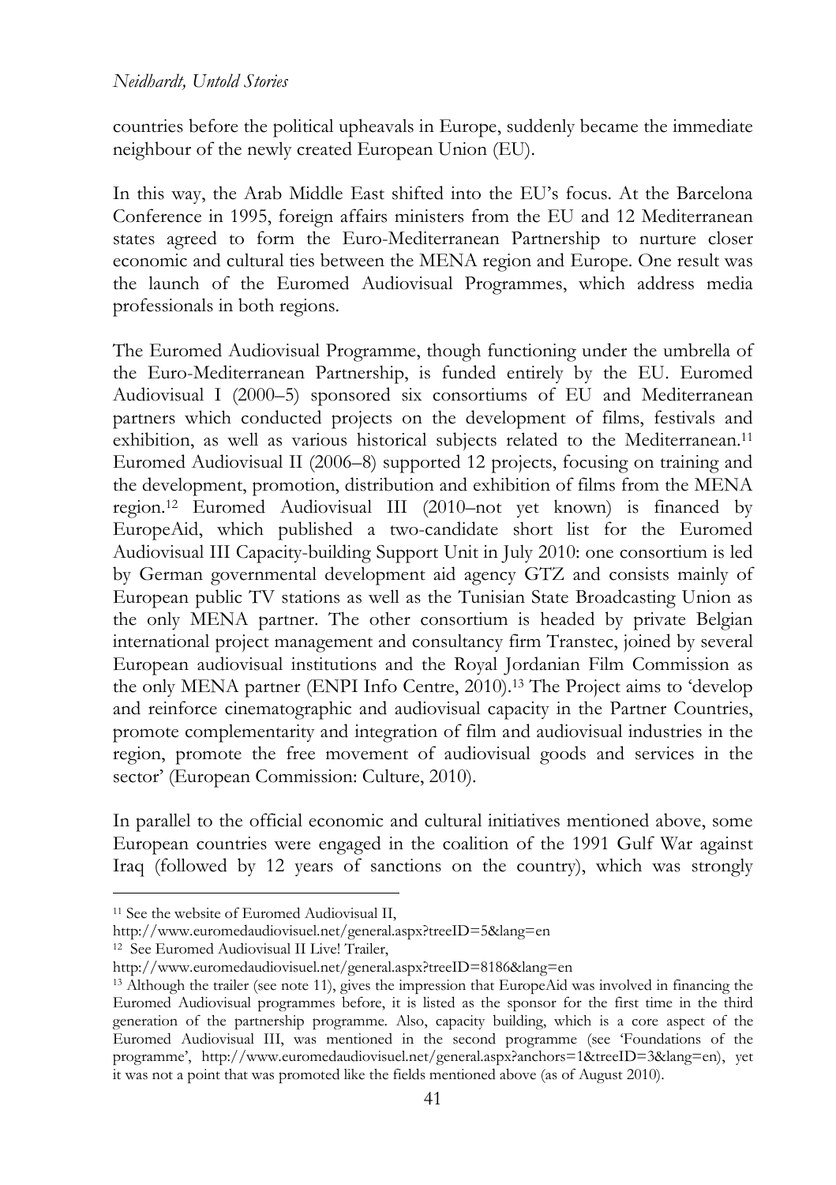countries before the political upheavals in Europe, suddenly became the immediate neighbour of the newly created European Union (EU).

In this way, the Arab Middle East shifted into the EU's focus. At the Barcelona Conference in 1995, foreign affairs ministers from the EU and 12 Mediterranean states agreed to form the Euro-Mediterranean Partnership to nurture closer economic and cultural ties between the MENA region and Europe. One result was the launch of the Euromed Audiovisual Programmes, which address media professionals in both regions.

The Euromed Audiovisual Programme, though functioning under the umbrella of the Euro-Mediterranean Partnership, is funded entirely by the EU. Euromed Audiovisual I (2000–5) sponsored six consortiums of EU and Mediterranean partners which conducted projects on the development of films, festivals and exhibition, as well as various historical subjects related to the Mediterranean.[11] Euromed Audiovisual II (2006–8) supported 12 projects, focusing on training and the development, promotion, distribution and exhibition of films from the MENA region.[12] Euromed Audiovisual III (2010–not yet known) is financed by EuropeAid, which published a two-candidate short list for the Euromed Audiovisual III Capacity-building Support Unit in July 2010: one consortium is led by German governmental development aid agency GTZ and consists mainly of European public TV stations as well as the Tunisian State Broadcasting Union as the only MENA partner. The other consortium is headed by private Belgian international project management and consultancy firm Transtec, joined by several European audiovisual institutions and the Royal Jordanian Film Commission as the only MENA partner (ENPI Info Centre, 2010).[13] The Project aims to 'develop and reinforce cinematographic and audiovisual capacity in the Partner Countries, promote complementarity and integration of film and audiovisual industries in the region, promote the free movement of audiovisual goods and services in the sector' (European Commission: Culture, 2010).

In parallel to the official economic and cultural initiatives mentioned above, some European countries were engaged in the coalition of the 1991 Gulf War against Iraq (followed by 12 years of sanctions on the country), which was strongly

---

[11] See the website of Euromed Audiovisual II, http://www.euromedaudiovisuel.net/general.aspx?treeID=5&lang=en

[12] See Euromed Audiovisual II Live! Trailer, http://www.euromedaudiovisuel.net/general.aspx?treeID=8186&lang=en

[13] Although the trailer (see note 11), gives the impression that EuropeAid was involved in financing the Euromed Audiovisual programmes before, it is listed as the sponsor for the first time in the third generation of the partnership programme. Also, capacity building, which is a core aspect of the Euromed Audiovisual III, was mentioned in the second programme (see 'Foundations of the programme', http://www.euromedaudiovisuel.net/general.aspx?anchors=1&treeID=3&lang=en), yet it was not a point that was promoted like the fields mentioned above (as of August 2010).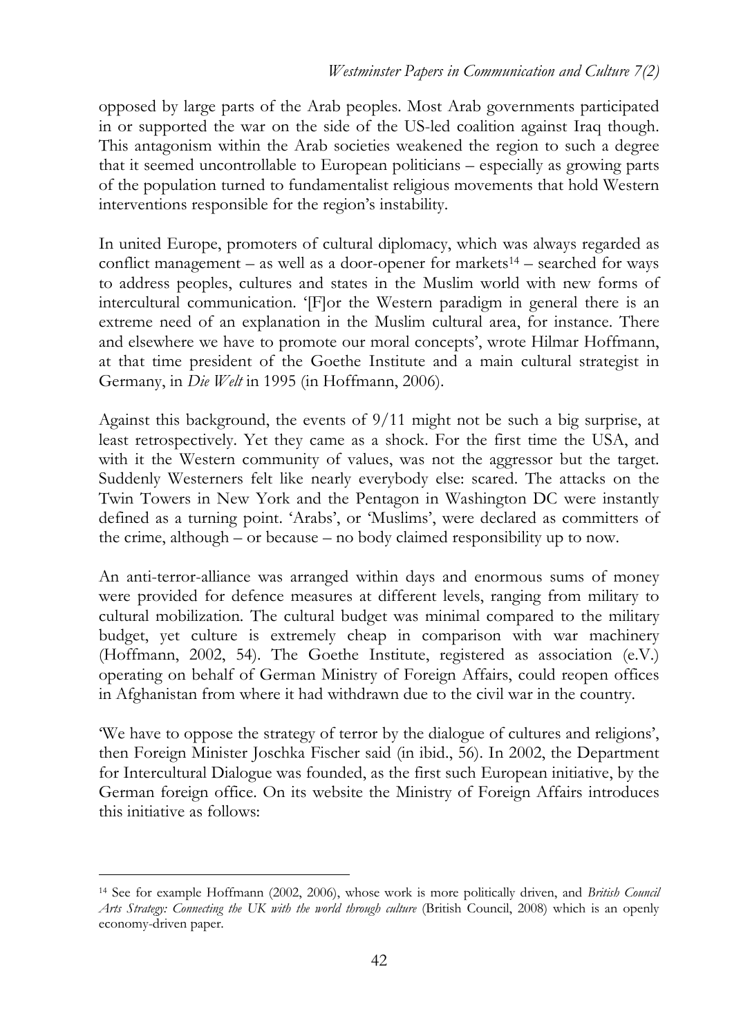opposed by large parts of the Arab peoples. Most Arab governments participated in or supported the war on the side of the US-led coalition against Iraq though. This antagonism within the Arab societies weakened the region to such a degree that it seemed uncontrollable to European politicians – especially as growing parts of the population turned to fundamentalist religious movements that hold Western interventions responsible for the region's instability.

In united Europe, promoters of cultural diplomacy, which was always regarded as conflict management – as well as a door-opener for markets[14] – searched for ways to address peoples, cultures and states in the Muslim world with new forms of intercultural communication. '[F]or the Western paradigm in general there is an extreme need of an explanation in the Muslim cultural area, for instance. There and elsewhere we have to promote our moral concepts', wrote Hilmar Hoffmann, at that time president of the Goethe Institute and a main cultural strategist in Germany, in *Die Welt* in 1995 (in Hoffmann, 2006).

Against this background, the events of 9/11 might not be such a big surprise, at least retrospectively. Yet they came as a shock. For the first time the USA, and with it the Western community of values, was not the aggressor but the target. Suddenly Westerners felt like nearly everybody else: scared. The attacks on the Twin Towers in New York and the Pentagon in Washington DC were instantly defined as a turning point. 'Arabs', or 'Muslims', were declared as committers of the crime, although – or because – no body claimed responsibility up to now.

An anti-terror-alliance was arranged within days and enormous sums of money were provided for defence measures at different levels, ranging from military to cultural mobilization. The cultural budget was minimal compared to the military budget, yet culture is extremely cheap in comparison with war machinery (Hoffmann, 2002, 54). The Goethe Institute, registered as association (e.V.) operating on behalf of German Ministry of Foreign Affairs, could reopen offices in Afghanistan from where it had withdrawn due to the civil war in the country.

'We have to oppose the strategy of terror by the dialogue of cultures and religions', then Foreign Minister Joschka Fischer said (in ibid., 56). In 2002, the Department for Intercultural Dialogue was founded, as the first such European initiative, by the German foreign office. On its website the Ministry of Foreign Affairs introduces this initiative as follows:

---

[14] See for example Hoffmann (2002, 2006), whose work is more politically driven, and *British Council Arts Strategy: Connecting the UK with the world through culture* (British Council, 2008) which is an openly economy-driven paper.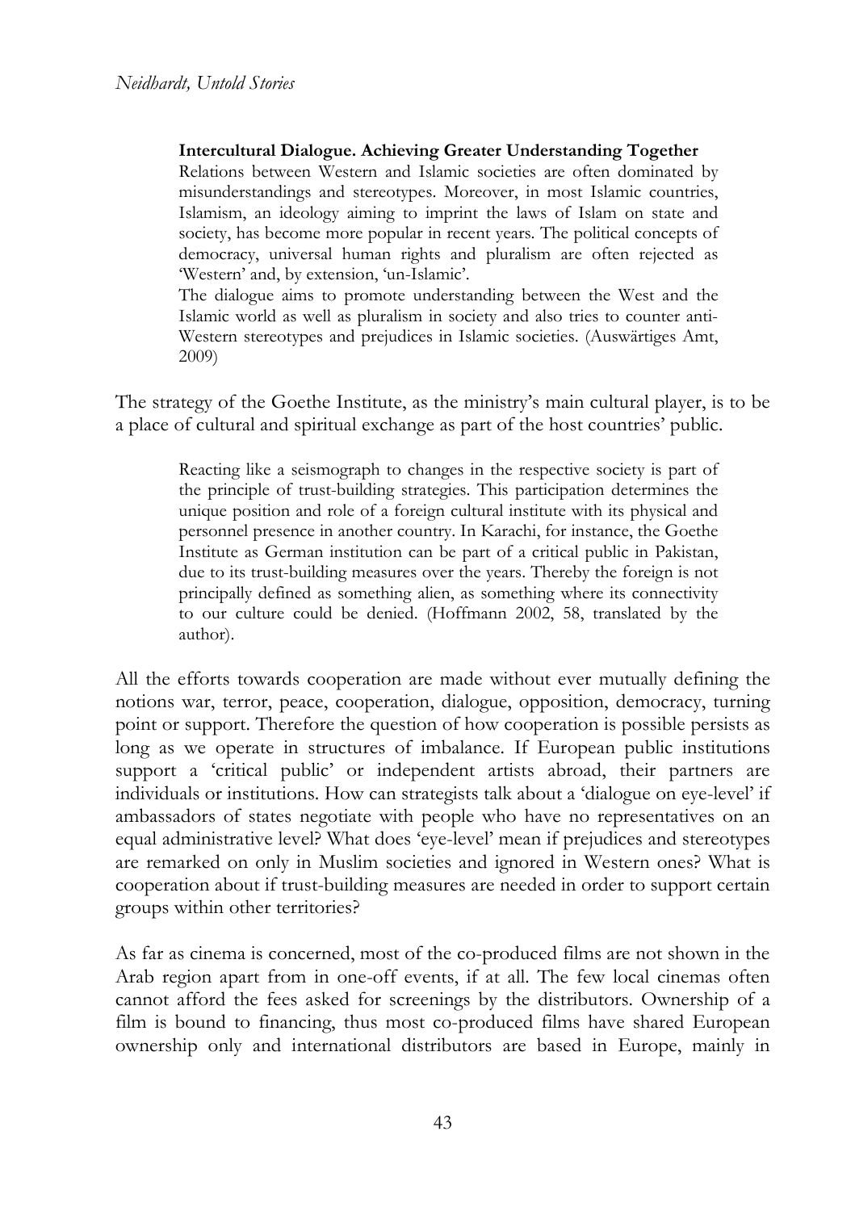> **Intercultural Dialogue. Achieving Greater Understanding Together**
> Relations between Western and Islamic societies are often dominated by misunderstandings and stereotypes. Moreover, in most Islamic countries, Islamism, an ideology aiming to imprint the laws of Islam on state and society, has become more popular in recent years. The political concepts of democracy, universal human rights and pluralism are often rejected as 'Western' and, by extension, 'un-Islamic'.
> The dialogue aims to promote understanding between the West and the Islamic world as well as pluralism in society and also tries to counter anti-Western stereotypes and prejudices in Islamic societies. (Auswärtiges Amt, 2009)

The strategy of the Goethe Institute, as the ministry's main cultural player, is to be a place of cultural and spiritual exchange as part of the host countries' public.

> Reacting like a seismograph to changes in the respective society is part of the principle of trust-building strategies. This participation determines the unique position and role of a foreign cultural institute with its physical and personnel presence in another country. In Karachi, for instance, the Goethe Institute as German institution can be part of a critical public in Pakistan, due to its trust-building measures over the years. Thereby the foreign is not principally defined as something alien, as something where its connectivity to our culture could be denied. (Hoffmann 2002, 58, translated by the author).

All the efforts towards cooperation are made without ever mutually defining the notions war, terror, peace, cooperation, dialogue, opposition, democracy, turning point or support. Therefore the question of how cooperation is possible persists as long as we operate in structures of imbalance. If European public institutions support a 'critical public' or independent artists abroad, their partners are individuals or institutions. How can strategists talk about a 'dialogue on eye-level' if ambassadors of states negotiate with people who have no representatives on an equal administrative level? What does 'eye-level' mean if prejudices and stereotypes are remarked on only in Muslim societies and ignored in Western ones? What is cooperation about if trust-building measures are needed in order to support certain groups within other territories?

As far as cinema is concerned, most of the co-produced films are not shown in the Arab region apart from in one-off events, if at all. The few local cinemas often cannot afford the fees asked for screenings by the distributors. Ownership of a film is bound to financing, thus most co-produced films have shared European ownership only and international distributors are based in Europe, mainly in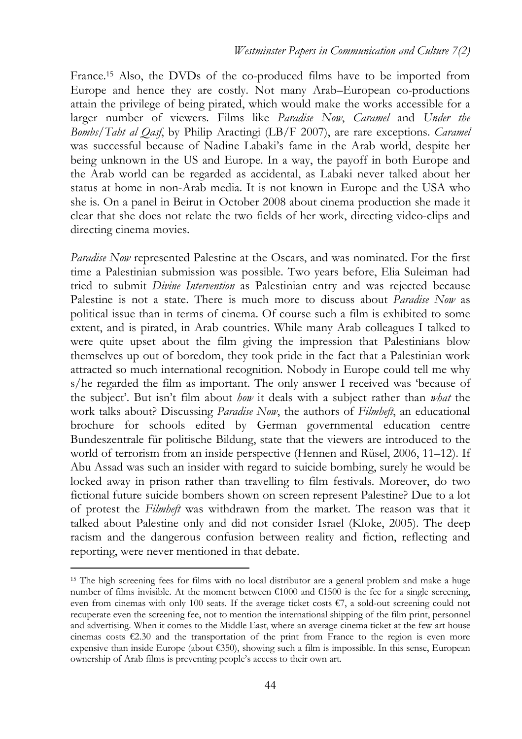France.[15] Also, the DVDs of the co-produced films have to be imported from Europe and hence they are costly. Not many Arab–European co-productions attain the privilege of being pirated, which would make the works accessible for a larger number of viewers. Films like *Paradise Now*, *Caramel* and *Under the Bombs/Taht al Qasf*, by Philip Aractingi (LB/F 2007), are rare exceptions. *Caramel* was successful because of Nadine Labaki's fame in the Arab world, despite her being unknown in the US and Europe. In a way, the payoff in both Europe and the Arab world can be regarded as accidental, as Labaki never talked about her status at home in non-Arab media. It is not known in Europe and the USA who she is. On a panel in Beirut in October 2008 about cinema production she made it clear that she does not relate the two fields of her work, directing video-clips and directing cinema movies.

*Paradise Now* represented Palestine at the Oscars, and was nominated. For the first time a Palestinian submission was possible. Two years before, Elia Suleiman had tried to submit *Divine Intervention* as Palestinian entry and was rejected because Palestine is not a state. There is much more to discuss about *Paradise Now* as political issue than in terms of cinema. Of course such a film is exhibited to some extent, and is pirated, in Arab countries. While many Arab colleagues I talked to were quite upset about the film giving the impression that Palestinians blow themselves up out of boredom, they took pride in the fact that a Palestinian work attracted so much international recognition. Nobody in Europe could tell me why s/he regarded the film as important. The only answer I received was 'because of the subject'. But isn't film about *how* it deals with a subject rather than *what* the work talks about? Discussing *Paradise Now*, the authors of *Filmheft*, an educational brochure for schools edited by German governmental education centre Bundeszentrale für politische Bildung, state that the viewers are introduced to the world of terrorism from an inside perspective (Hennen and Rüsel, 2006, 11–12). If Abu Assad was such an insider with regard to suicide bombing, surely he would be locked away in prison rather than travelling to film festivals. Moreover, do two fictional future suicide bombers shown on screen represent Palestine? Due to a lot of protest the *Filmheft* was withdrawn from the market. The reason was that it talked about Palestine only and did not consider Israel (Kloke, 2005). The deep racism and the dangerous confusion between reality and fiction, reflecting and reporting, were never mentioned in that debate.

---

[15] The high screening fees for films with no local distributor are a general problem and make a huge number of films invisible. At the moment between €1000 and €1500 is the fee for a single screening, even from cinemas with only 100 seats. If the average ticket costs €7, a sold-out screening could not recuperate even the screening fee, not to mention the international shipping of the film print, personnel and advertising. When it comes to the Middle East, where an average cinema ticket at the few art house cinemas costs €2.30 and the transportation of the print from France to the region is even more expensive than inside Europe (about €350), showing such a film is impossible. In this sense, European ownership of Arab films is preventing people's access to their own art.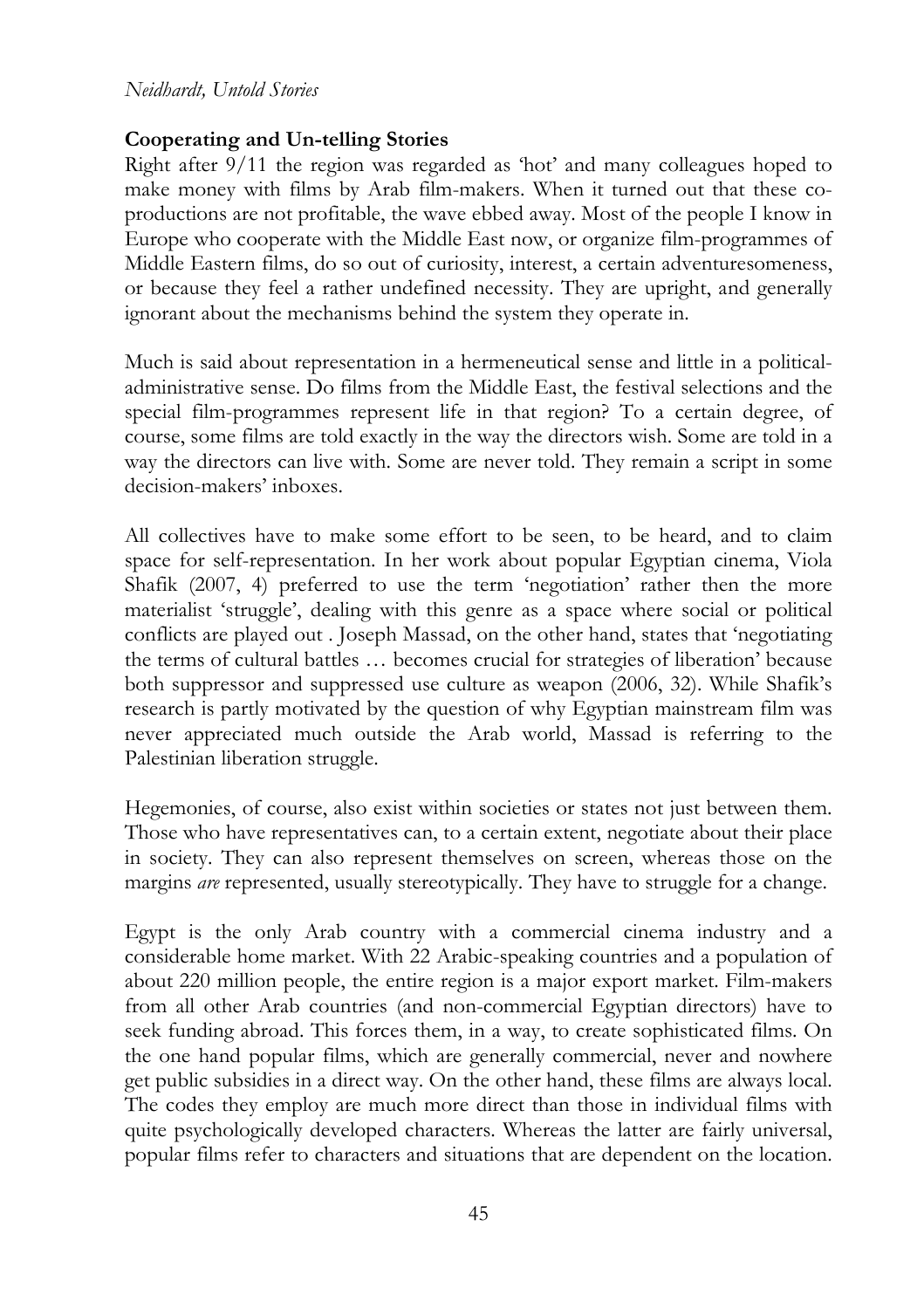## Cooperating and Un-telling Stories

Right after 9/11 the region was regarded as 'hot' and many colleagues hoped to make money with films by Arab film-makers. When it turned out that these co-productions are not profitable, the wave ebbed away. Most of the people I know in Europe who cooperate with the Middle East now, or organize film-programmes of Middle Eastern films, do so out of curiosity, interest, a certain adventuresomeness, or because they feel a rather undefined necessity. They are upright, and generally ignorant about the mechanisms behind the system they operate in.

Much is said about representation in a hermeneutical sense and little in a political-administrative sense. Do films from the Middle East, the festival selections and the special film-programmes represent life in that region? To a certain degree, of course, some films are told exactly in the way the directors wish. Some are told in a way the directors can live with. Some are never told. They remain a script in some decision-makers' inboxes.

All collectives have to make some effort to be seen, to be heard, and to claim space for self-representation. In her work about popular Egyptian cinema, Viola Shafik (2007, 4) preferred to use the term 'negotiation' rather then the more materialist 'struggle', dealing with this genre as a space where social or political conflicts are played out . Joseph Massad, on the other hand, states that 'negotiating the terms of cultural battles … becomes crucial for strategies of liberation' because both suppressor and suppressed use culture as weapon (2006, 32). While Shafik's research is partly motivated by the question of why Egyptian mainstream film was never appreciated much outside the Arab world, Massad is referring to the Palestinian liberation struggle.

Hegemonies, of course, also exist within societies or states not just between them. Those who have representatives can, to a certain extent, negotiate about their place in society. They can also represent themselves on screen, whereas those on the margins *are* represented, usually stereotypically. They have to struggle for a change.

Egypt is the only Arab country with a commercial cinema industry and a considerable home market. With 22 Arabic-speaking countries and a population of about 220 million people, the entire region is a major export market. Film-makers from all other Arab countries (and non-commercial Egyptian directors) have to seek funding abroad. This forces them, in a way, to create sophisticated films. On the one hand popular films, which are generally commercial, never and nowhere get public subsidies in a direct way. On the other hand, these films are always local. The codes they employ are much more direct than those in individual films with quite psychologically developed characters. Whereas the latter are fairly universal, popular films refer to characters and situations that are dependent on the location.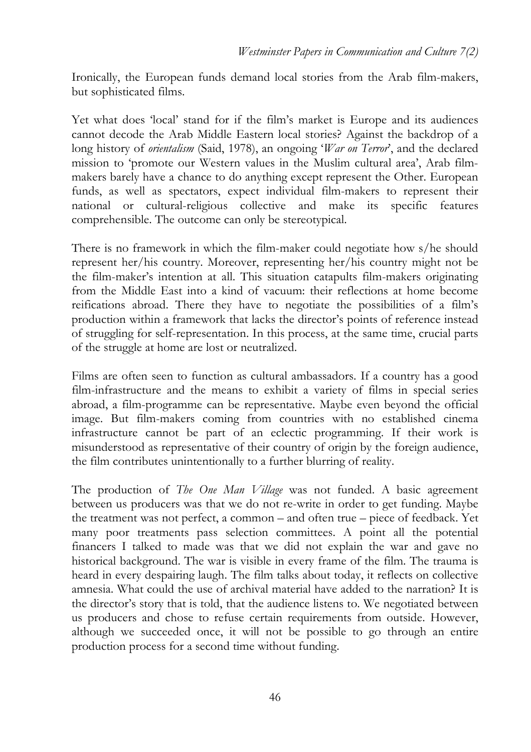Ironically, the European funds demand local stories from the Arab film-makers, but sophisticated films.

Yet what does 'local' stand for if the film's market is Europe and its audiences cannot decode the Arab Middle Eastern local stories? Against the backdrop of a long history of *orientalism* (Said, 1978), an ongoing '*War on Terror*', and the declared mission to 'promote our Western values in the Muslim cultural area', Arab film-makers barely have a chance to do anything except represent the Other. European funds, as well as spectators, expect individual film-makers to represent their national or cultural-religious collective and make its specific features comprehensible. The outcome can only be stereotypical.

There is no framework in which the film-maker could negotiate how s/he should represent her/his country. Moreover, representing her/his country might not be the film-maker's intention at all. This situation catapults film-makers originating from the Middle East into a kind of vacuum: their reflections at home become reifications abroad. There they have to negotiate the possibilities of a film's production within a framework that lacks the director's points of reference instead of struggling for self-representation. In this process, at the same time, crucial parts of the struggle at home are lost or neutralized.

Films are often seen to function as cultural ambassadors. If a country has a good film-infrastructure and the means to exhibit a variety of films in special series abroad, a film-programme can be representative. Maybe even beyond the official image. But film-makers coming from countries with no established cinema infrastructure cannot be part of an eclectic programming. If their work is misunderstood as representative of their country of origin by the foreign audience, the film contributes unintentionally to a further blurring of reality.

The production of *The One Man Village* was not funded. A basic agreement between us producers was that we do not re-write in order to get funding. Maybe the treatment was not perfect, a common – and often true – piece of feedback. Yet many poor treatments pass selection committees. A point all the potential financers I talked to made was that we did not explain the war and gave no historical background. The war is visible in every frame of the film. The trauma is heard in every despairing laugh. The film talks about today, it reflects on collective amnesia. What could the use of archival material have added to the narration? It is the director's story that is told, that the audience listens to. We negotiated between us producers and chose to refuse certain requirements from outside. However, although we succeeded once, it will not be possible to go through an entire production process for a second time without funding.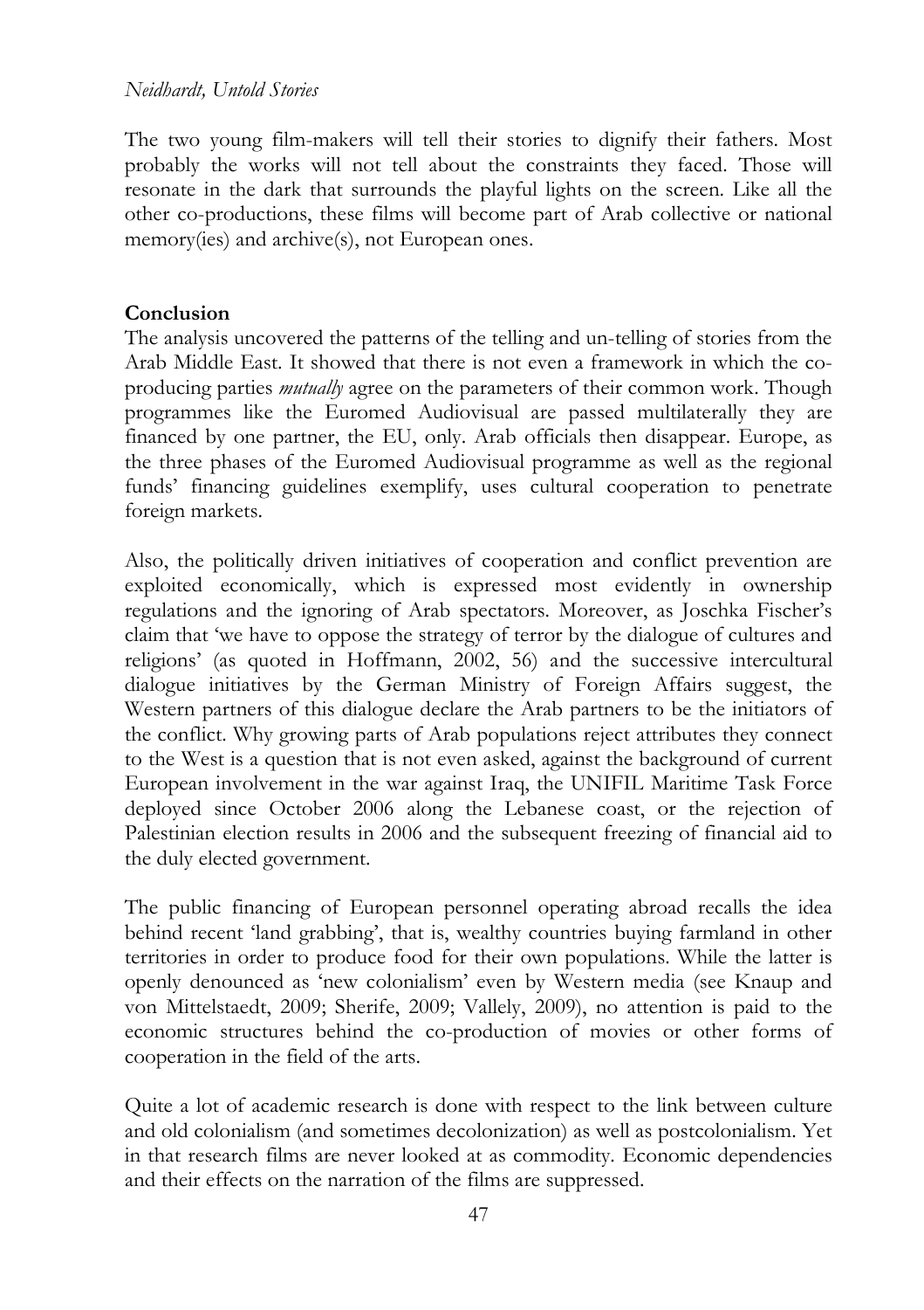The two young film-makers will tell their stories to dignify their fathers. Most probably the works will not tell about the constraints they faced. Those will resonate in the dark that surrounds the playful lights on the screen. Like all the other co-productions, these films will become part of Arab collective or national memory(ies) and archive(s), not European ones.

## Conclusion

The analysis uncovered the patterns of the telling and un-telling of stories from the Arab Middle East. It showed that there is not even a framework in which the co-producing parties *mutually* agree on the parameters of their common work. Though programmes like the Euromed Audiovisual are passed multilaterally they are financed by one partner, the EU, only. Arab officials then disappear. Europe, as the three phases of the Euromed Audiovisual programme as well as the regional funds' financing guidelines exemplify, uses cultural cooperation to penetrate foreign markets.

Also, the politically driven initiatives of cooperation and conflict prevention are exploited economically, which is expressed most evidently in ownership regulations and the ignoring of Arab spectators. Moreover, as Joschka Fischer's claim that 'we have to oppose the strategy of terror by the dialogue of cultures and religions' (as quoted in Hoffmann, 2002, 56) and the successive intercultural dialogue initiatives by the German Ministry of Foreign Affairs suggest, the Western partners of this dialogue declare the Arab partners to be the initiators of the conflict. Why growing parts of Arab populations reject attributes they connect to the West is a question that is not even asked, against the background of current European involvement in the war against Iraq, the UNIFIL Maritime Task Force deployed since October 2006 along the Lebanese coast, or the rejection of Palestinian election results in 2006 and the subsequent freezing of financial aid to the duly elected government.

The public financing of European personnel operating abroad recalls the idea behind recent 'land grabbing', that is, wealthy countries buying farmland in other territories in order to produce food for their own populations. While the latter is openly denounced as 'new colonialism' even by Western media (see Knaup and von Mittelstaedt, 2009; Sherife, 2009; Vallely, 2009), no attention is paid to the economic structures behind the co-production of movies or other forms of cooperation in the field of the arts.

Quite a lot of academic research is done with respect to the link between culture and old colonialism (and sometimes decolonization) as well as postcolonialism. Yet in that research films are never looked at as commodity. Economic dependencies and their effects on the narration of the films are suppressed.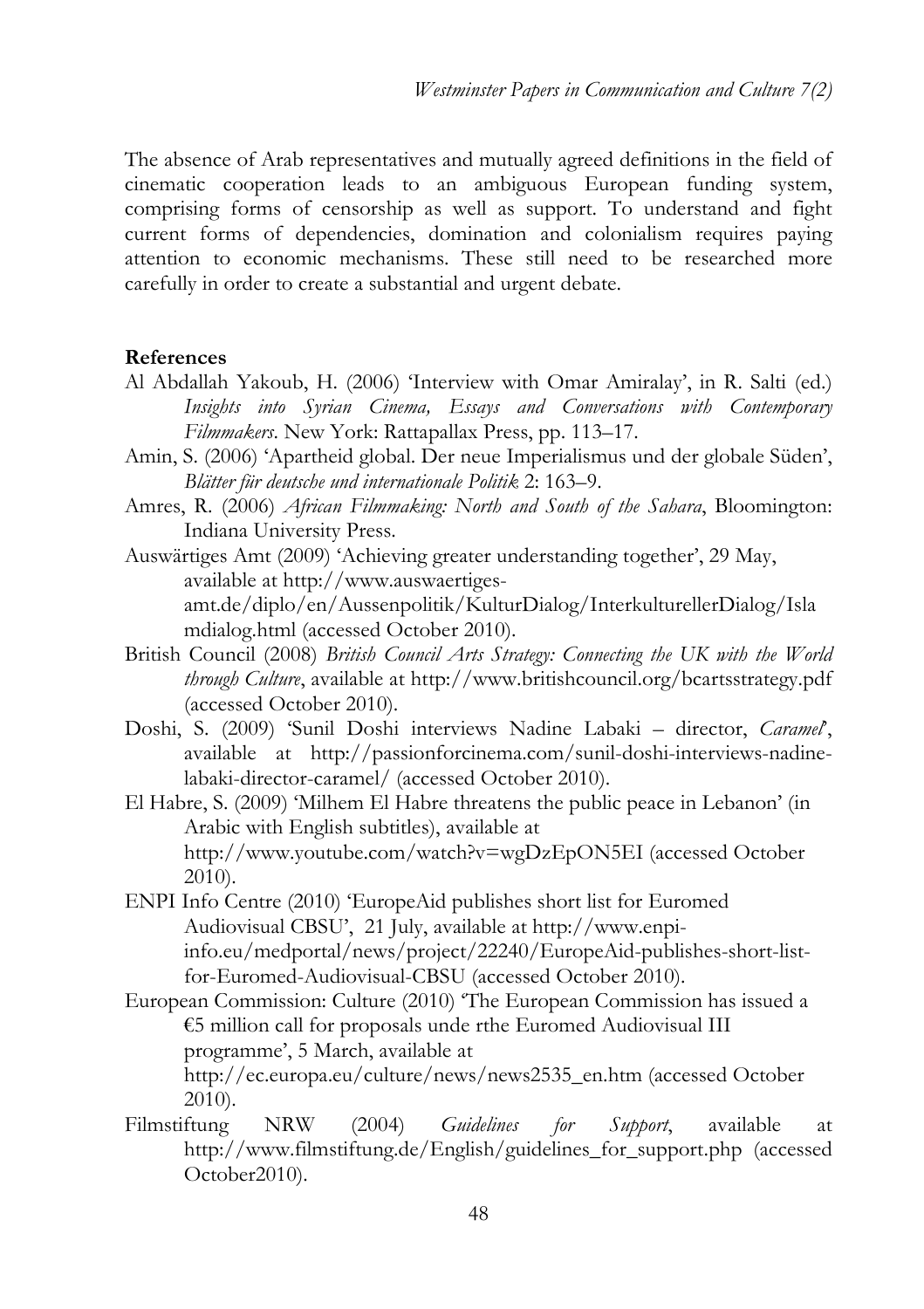The absence of Arab representatives and mutually agreed definitions in the field of cinematic cooperation leads to an ambiguous European funding system, comprising forms of censorship as well as support. To understand and fight current forms of dependencies, domination and colonialism requires paying attention to economic mechanisms. These still need to be researched more carefully in order to create a substantial and urgent debate.

**References**

Al Abdallah Yakoub, H. (2006) 'Interview with Omar Amiralay', in R. Salti (ed.) *Insights into Syrian Cinema, Essays and Conversations with Contemporary Filmmakers*. New York: Rattapallax Press, pp. 113–17.

Amin, S. (2006) 'Apartheid global. Der neue Imperialismus und der globale Süden', *Blätter für deutsche und internationale Politik* 2: 163–9.

Amres, R. (2006) *African Filmmaking: North and South of the Sahara*, Bloomington: Indiana University Press.

Auswärtiges Amt (2009) 'Achieving greater understanding together', 29 May, available at http://www.auswaertiges-amt.de/diplo/en/Aussenpolitik/KulturDialog/InterkulturellerDialog/Islamdialog.html (accessed October 2010).

British Council (2008) *British Council Arts Strategy: Connecting the UK with the World through Culture*, available at http://www.britishcouncil.org/bcartsstrategy.pdf (accessed October 2010).

Doshi, S. (2009) 'Sunil Doshi interviews Nadine Labaki – director, *Caramel*', available at http://passionforcinema.com/sunil-doshi-interviews-nadine-labaki-director-caramel/ (accessed October 2010).

El Habre, S. (2009) 'Milhem El Habre threatens the public peace in Lebanon' (in Arabic with English subtitles), available at http://www.youtube.com/watch?v=wgDzEpON5EI (accessed October 2010).

ENPI Info Centre (2010) 'EuropeAid publishes short list for Euromed Audiovisual CBSU', 21 July, available at http://www.enpi-info.eu/medportal/news/project/22240/EuropeAid-publishes-short-list-for-Euromed-Audiovisual-CBSU (accessed October 2010).

European Commission: Culture (2010) 'The European Commission has issued a €5 million call for proposals unde rthe Euromed Audiovisual III programme', 5 March, available at http://ec.europa.eu/culture/news/news2535_en.htm (accessed October 2010).

Filmstiftung NRW (2004) *Guidelines for Support*, available at http://www.filmstiftung.de/English/guidelines_for_support.php (accessed October2010).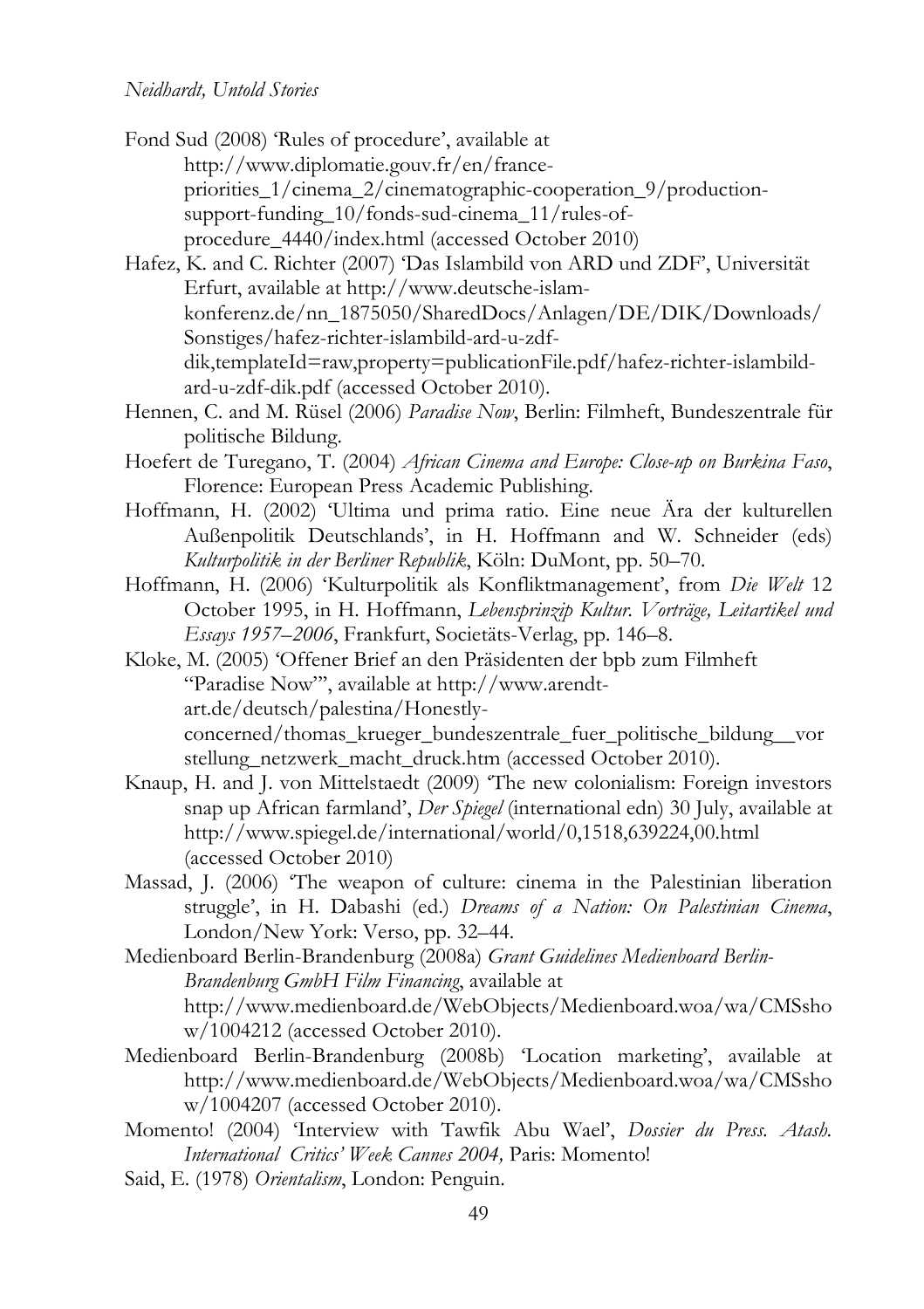Fond Sud (2008) 'Rules of procedure', available at http://www.diplomatie.gouv.fr/en/france-priorities_1/cinema_2/cinematographic-cooperation_9/production-support-funding_10/fonds-sud-cinema_11/rules-of-procedure_4440/index.html (accessed October 2010)

Hafez, K. and C. Richter (2007) 'Das Islambild von ARD und ZDF', Universität Erfurt, available at http://www.deutsche-islam-konferenz.de/nn_1875050/SharedDocs/Anlagen/DE/DIK/Downloads/Sonstiges/hafez-richter-islambild-ard-u-zdf-dik,templateId=raw,property=publicationFile.pdf/hafez-richter-islambild-ard-u-zdf-dik.pdf (accessed October 2010).

Hennen, C. and M. Rüsel (2006) *Paradise Now*, Berlin: Filmheft, Bundeszentrale für politische Bildung.

Hoefert de Turegano, T. (2004) *African Cinema and Europe: Close-up on Burkina Faso*, Florence: European Press Academic Publishing.

Hoffmann, H. (2002) 'Ultima und prima ratio. Eine neue Ära der kulturellen Außenpolitik Deutschlands', in H. Hoffmann and W. Schneider (eds) *Kulturpolitik in der Berliner Republik*, Köln: DuMont, pp. 50–70.

Hoffmann, H. (2006) 'Kulturpolitik als Konfliktmanagement', from *Die Welt* 12 October 1995, in H. Hoffmann, *Lebensprinzip Kultur. Vorträge, Leitartikel und Essays 1957–2006*, Frankfurt, Societäts-Verlag, pp. 146–8.

Kloke, M. (2005) 'Offener Brief an den Präsidenten der bpb zum Filmheft "Paradise Now"', available at http://www.arendt-art.de/deutsch/palestina/Honestly-concerned/thomas_krueger_bundeszentrale_fuer_politische_bildung__vorstellung_netzwerk_macht_druck.htm (accessed October 2010).

Knaup, H. and J. von Mittelstaedt (2009) 'The new colonialism: Foreign investors snap up African farmland', *Der Spiegel* (international edn) 30 July, available at http://www.spiegel.de/international/world/0,1518,639224,00.html (accessed October 2010)

Massad, J. (2006) 'The weapon of culture: cinema in the Palestinian liberation struggle', in H. Dabashi (ed.) *Dreams of a Nation: On Palestinian Cinema*, London/New York: Verso, pp. 32–44.

Medienboard Berlin-Brandenburg (2008a) *Grant Guidelines Medienboard Berlin-Brandenburg GmbH Film Financing*, available at http://www.medienboard.de/WebObjects/Medienboard.woa/wa/CMSshow/1004212 (accessed October 2010).

Medienboard Berlin-Brandenburg (2008b) 'Location marketing', available at http://www.medienboard.de/WebObjects/Medienboard.woa/wa/CMSshow/1004207 (accessed October 2010).

Momento! (2004) 'Interview with Tawfik Abu Wael', *Dossier du Press. Atash. International Critics' Week Cannes 2004,* Paris: Momento!

Said, E. (1978) *Orientalism*, London: Penguin.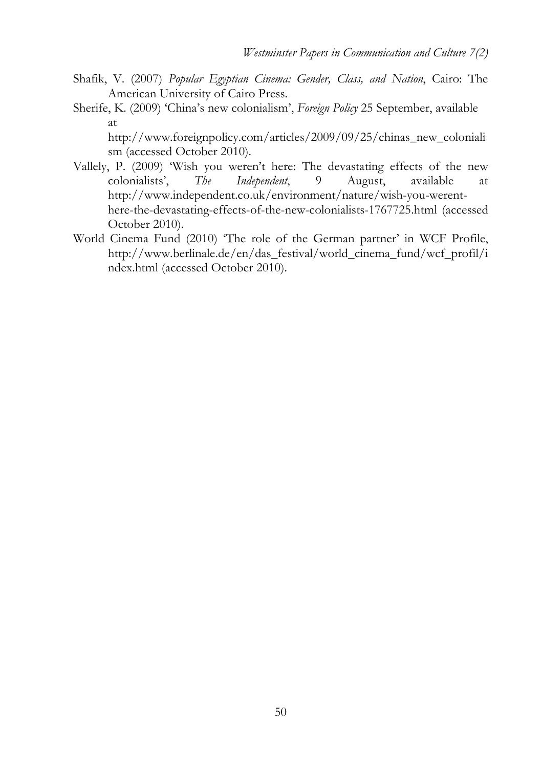Shafik, V. (2007) *Popular Egyptian Cinema: Gender, Class, and Nation*, Cairo: The American University of Cairo Press.

Sherife, K. (2009) 'China's new colonialism', *Foreign Policy* 25 September, available at http://www.foreignpolicy.com/articles/2009/09/25/chinas_new_colonialism (accessed October 2010).

Vallely, P. (2009) 'Wish you weren't here: The devastating effects of the new colonialists', *The Independent*, 9 August, available at http://www.independent.co.uk/environment/nature/wish-you-werent-here-the-devastating-effects-of-the-new-colonialists-1767725.html (accessed October 2010).

World Cinema Fund (2010) 'The role of the German partner' in WCF Profile, http://www.berlinale.de/en/das_festival/world_cinema_fund/wcf_profil/index.html (accessed October 2010).